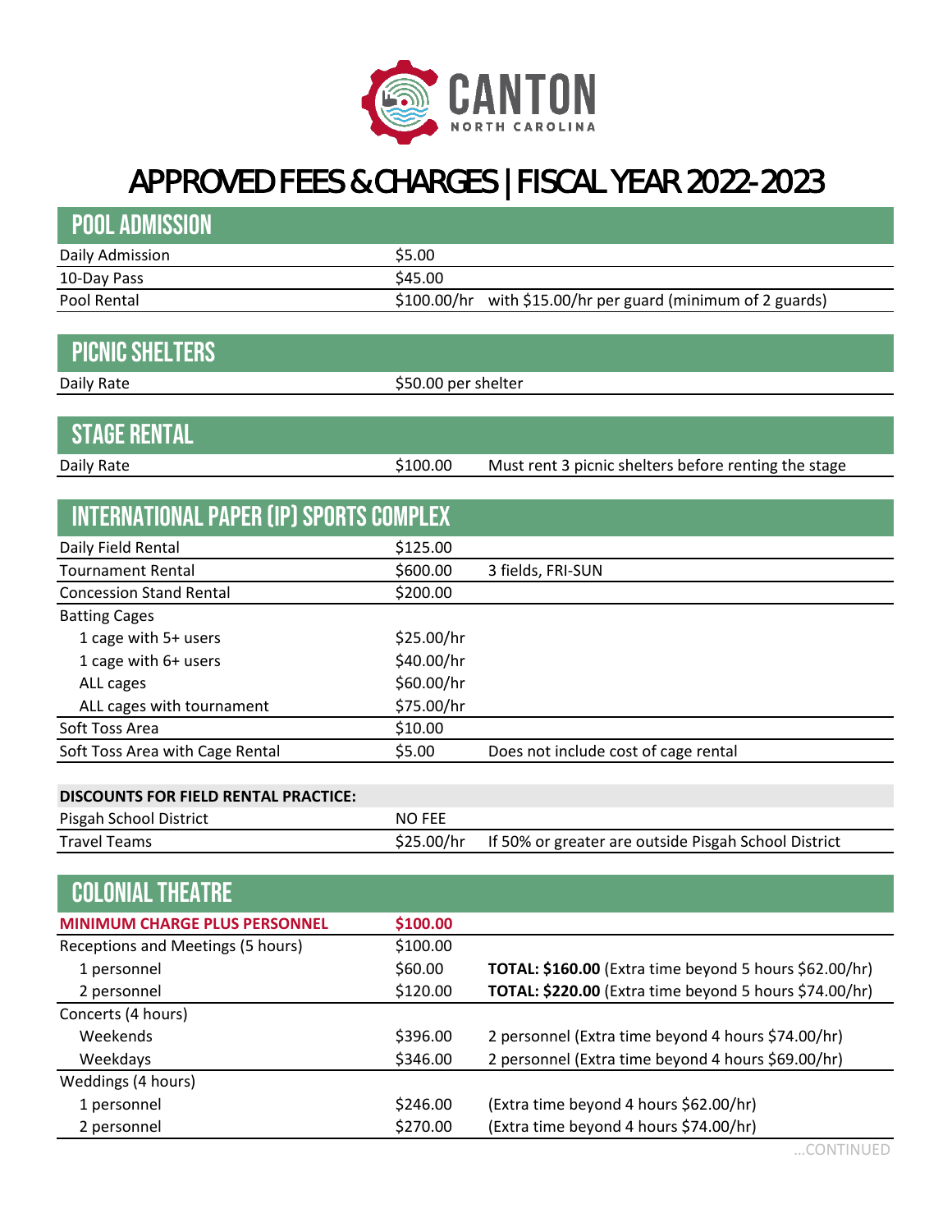CANTON
NORTH CAROLINA

# APPROVED FEES & CHARGES | FISCAL YEAR 2022-2023

## POOL ADMISSION

| | | |
|---|---|---|
| Daily Admission | $5.00 | |
| 10-Day Pass | $45.00 | |
| Pool Rental | $100.00/hr | with $15.00/hr per guard (minimum of 2 guards) |

## PICNIC SHELTERS

| | | |
|---|---|---|
| Daily Rate | $50.00 per shelter | |

## STAGE RENTAL

| | | |
|---|---|---|
| Daily Rate | $100.00 | Must rent 3 picnic shelters before renting the stage |

## INTERNATIONAL PAPER (IP) SPORTS COMPLEX

| | | |
|---|---|---|
| Daily Field Rental | $125.00 | |
| Tournament Rental | $600.00 | 3 fields, FRI-SUN |
| Concession Stand Rental | $200.00 | |
| Batting Cages | | |
| 1 cage with 5+ users | $25.00/hr | |
| 1 cage with 6+ users | $40.00/hr | |
| ALL cages | $60.00/hr | |
| ALL cages with tournament | $75.00/hr | |
| Soft Toss Area | $10.00 | |
| Soft Toss Area with Cage Rental | $5.00 | Does not include cost of cage rental |

| **DISCOUNTS FOR FIELD RENTAL PRACTICE:** | | |
|---|---|---|
| Pisgah School District | NO FEE | |
| Travel Teams | $25.00/hr | If 50% or greater are outside Pisgah School District |

## COLONIAL THEATRE

| **MINIMUM CHARGE PLUS PERSONNEL** | **$100.00** | |
|---|---|---|
| Receptions and Meetings (5 hours) | $100.00 | |
| 1 personnel | $60.00 | **TOTAL: $160.00** (Extra time beyond 5 hours $62.00/hr) |
| 2 personnel | $120.00 | **TOTAL: $220.00** (Extra time beyond 5 hours $74.00/hr) |
| Concerts (4 hours) | | |
| Weekends | $396.00 | 2 personnel (Extra time beyond 4 hours $74.00/hr) |
| Weekdays | $346.00 | 2 personnel (Extra time beyond 4 hours $69.00/hr) |
| Weddings (4 hours) | | |
| 1 personnel | $246.00 | (Extra time beyond 4 hours $62.00/hr) |
| 2 personnel | $270.00 | (Extra time beyond 4 hours $74.00/hr) |

...CONTINUED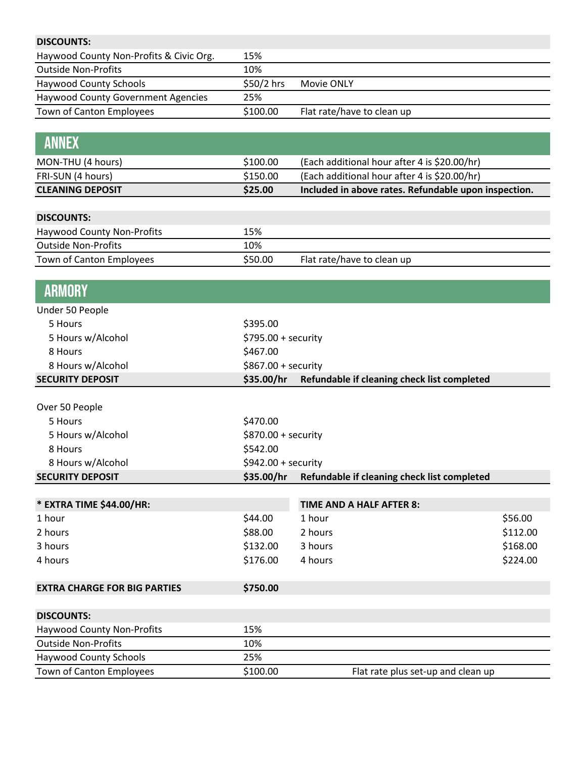| DISCOUNTS: | | |
|---|---|---|
| Haywood County Non-Profits & Civic Org. | 15% | |
| Outside Non-Profits | 10% | |
| Haywood County Schools | $50/2 hrs | Movie ONLY |
| Haywood County Government Agencies | 25% | |
| Town of Canton Employees | $100.00 | Flat rate/have to clean up |

## ANNEX

| | | |
|---|---|---|
| MON-THU (4 hours) | $100.00 | (Each additional hour after 4 is $20.00/hr) |
| FRI-SUN (4 hours) | $150.00 | (Each additional hour after 4 is $20.00/hr) |
| **CLEANING DEPOSIT** | **$25.00** | **Included in above rates. Refundable upon inspection.** |

| DISCOUNTS: | | |
|---|---|---|
| Haywood County Non-Profits | 15% | |
| Outside Non-Profits | 10% | |
| Town of Canton Employees | $50.00 | Flat rate/have to clean up |

## ARMORY

| Under 50 People | | |
|---|---|---|
| 5 Hours | $395.00 | |
| 5 Hours w/Alcohol | $795.00 + security | |
| 8 Hours | $467.00 | |
| 8 Hours w/Alcohol | $867.00 + security | |
| **SECURITY DEPOSIT** | **$35.00/hr** | **Refundable if cleaning check list completed** |

| Over 50 People | | |
|---|---|---|
| 5 Hours | $470.00 | |
| 5 Hours w/Alcohol | $870.00 + security | |
| 8 Hours | $542.00 | |
| 8 Hours w/Alcohol | $942.00 + security | |
| **SECURITY DEPOSIT** | **$35.00/hr** | **Refundable if cleaning check list completed** |

| * EXTRA TIME $44.00/HR: | | TIME AND A HALF AFTER 8: | |
|---|---|---|---|
| 1 hour | $44.00 | 1 hour | $56.00 |
| 2 hours | $88.00 | 2 hours | $112.00 |
| 3 hours | $132.00 | 3 hours | $168.00 |
| 4 hours | $176.00 | 4 hours | $224.00 |

| **EXTRA CHARGE FOR BIG PARTIES** | **$750.00** |
|---|---|

| DISCOUNTS: | | |
|---|---|---|
| Haywood County Non-Profits | 15% | |
| Outside Non-Profits | 10% | |
| Haywood County Schools | 25% | |
| Town of Canton Employees | $100.00 | Flat rate plus set-up and clean up |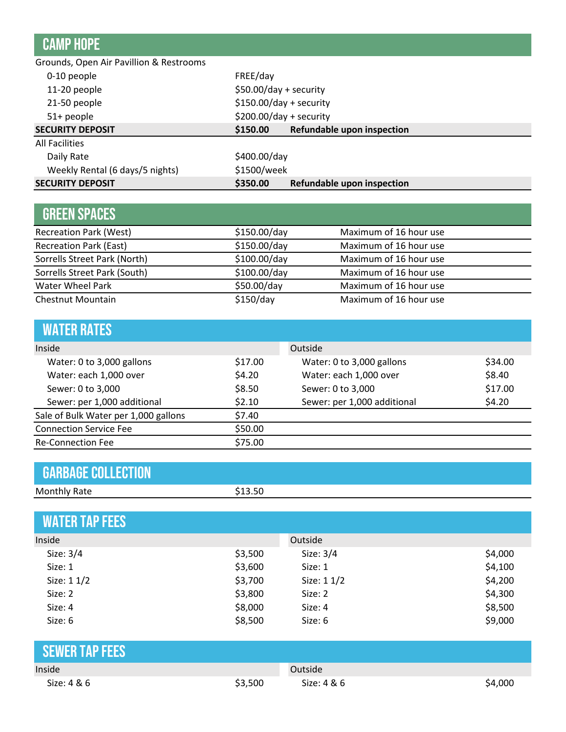## CAMP HOPE

| | | |
|---|---|---|
| Grounds, Open Air Pavillion & Restrooms | | |
| 0-10 people | FREE/day | |
| 11-20 people | $50.00/day + security | |
| 21-50 people | $150.00/day + security | |
| 51+ people | $200.00/day + security | |
| **SECURITY DEPOSIT** | **$150.00** | **Refundable upon inspection** |
| All Facilities | | |
| Daily Rate | $400.00/day | |
| Weekly Rental (6 days/5 nights) | $1500/week | |
| **SECURITY DEPOSIT** | **$350.00** | **Refundable upon inspection** |

## GREEN SPACES

| | | |
|---|---|---|
| Recreation Park (West) | $150.00/day | Maximum of 16 hour use |
| Recreation Park (East) | $150.00/day | Maximum of 16 hour use |
| Sorrells Street Park (North) | $100.00/day | Maximum of 16 hour use |
| Sorrells Street Park (South) | $100.00/day | Maximum of 16 hour use |
| Water Wheel Park | $50.00/day | Maximum of 16 hour use |
| Chestnut Mountain | $150/day | Maximum of 16 hour use |

## WATER RATES

| Inside | | Outside | |
|---|---|---|---|
| Water: 0 to 3,000 gallons | $17.00 | Water: 0 to 3,000 gallons | $34.00 |
| Water: each 1,000 over | $4.20 | Water: each 1,000 over | $8.40 |
| Sewer: 0 to 3,000 | $8.50 | Sewer: 0 to 3,000 | $17.00 |
| Sewer: per 1,000 additional | $2.10 | Sewer: per 1,000 additional | $4.20 |
| Sale of Bulk Water per 1,000 gallons | $7.40 | | |
| Connection Service Fee | $50.00 | | |
| Re-Connection Fee | $75.00 | | |

## GARBAGE COLLECTION

| | |
|---|---|
| Monthly Rate | $13.50 |

## WATER TAP FEES

| Inside | | Outside | |
|---|---|---|---|
| Size: 3/4 | $3,500 | Size: 3/4 | $4,000 |
| Size: 1 | $3,600 | Size: 1 | $4,100 |
| Size: 1 1/2 | $3,700 | Size: 1 1/2 | $4,200 |
| Size: 2 | $3,800 | Size: 2 | $4,300 |
| Size: 4 | $8,000 | Size: 4 | $8,500 |
| Size: 6 | $8,500 | Size: 6 | $9,000 |

## SEWER TAP FEES

| Inside | | Outside | |
|---|---|---|---|
| Size: 4 & 6 | $3,500 | Size: 4 & 6 | $4,000 |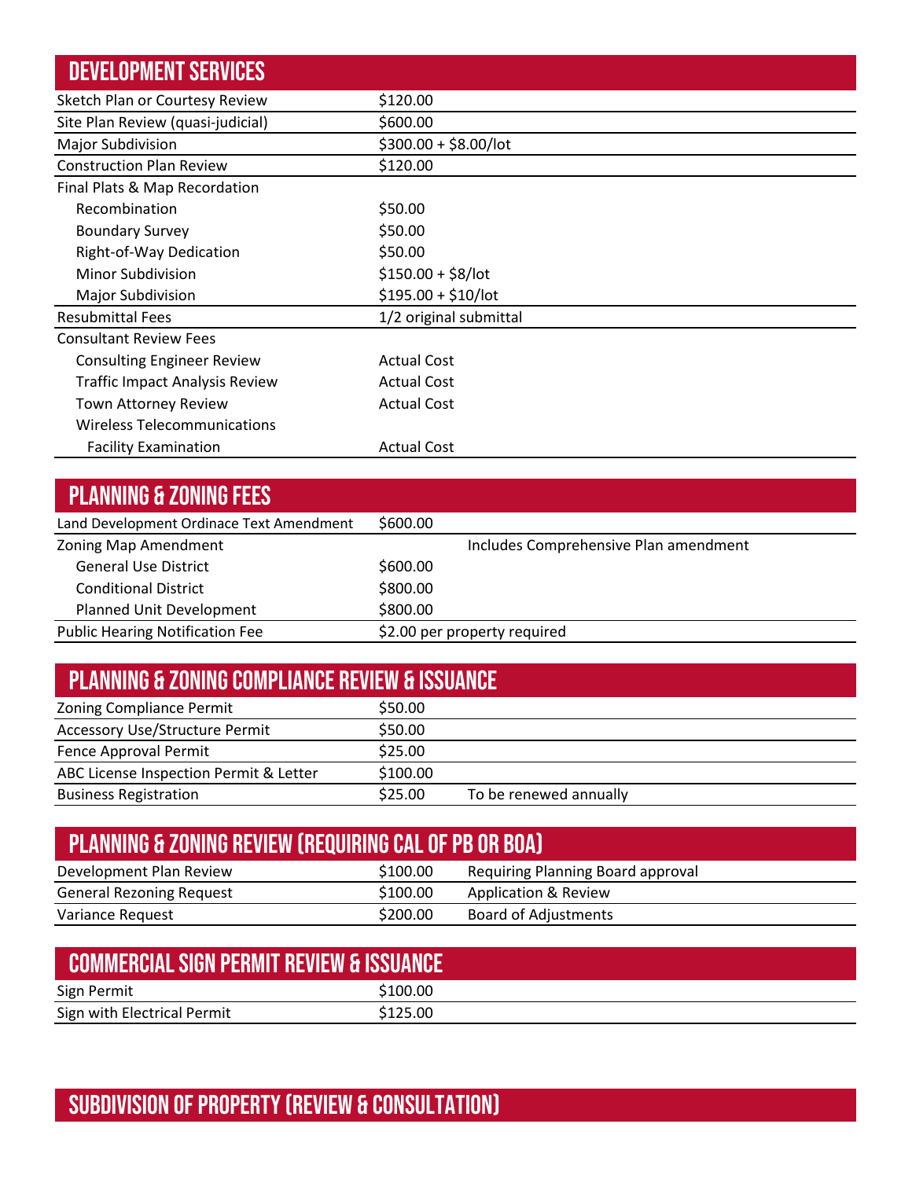## DEVELOPMENT SERVICES

| | | |
|---|---|---|
| Sketch Plan or Courtesy Review | $120.00 | |
| Site Plan Review (quasi-judicial) | $600.00 | |
| Major Subdivision | $300.00 + $8.00/lot | |
| Construction Plan Review | $120.00 | |
| Final Plats & Map Recordation | | |
| Recombination | $50.00 | |
| Boundary Survey | $50.00 | |
| Right-of-Way Dedication | $50.00 | |
| Minor Subdivision | $150.00 + $8/lot | |
| Major Subdivision | $195.00 + $10/lot | |
| Resubmittal Fees | 1/2 original submittal | |
| Consultant Review Fees | | |
| Consulting Engineer Review | Actual Cost | |
| Traffic Impact Analysis Review | Actual Cost | |
| Town Attorney Review | Actual Cost | |
| Wireless Telecommunications Facility Examination | Actual Cost | |

## PLANNING & ZONING FEES

| | | |
|---|---|---|
| Land Development Ordinance Text Amendment | $600.00 | |
| Zoning Map Amendment | | Includes Comprehensive Plan amendment |
| General Use District | $600.00 | |
| Conditional District | $800.00 | |
| Planned Unit Development | $800.00 | |
| Public Hearing Notification Fee | $2.00 per property required | |

## PLANNING & ZONING COMPLIANCE REVIEW & ISSUANCE

| | | |
|---|---|---|
| Zoning Compliance Permit | $50.00 | |
| Accessory Use/Structure Permit | $50.00 | |
| Fence Approval Permit | $25.00 | |
| ABC License Inspection Permit & Letter | $100.00 | |
| Business Registration | $25.00 | To be renewed annually |

## PLANNING & ZONING REVIEW (REQUIRING CAL OF PB OR BOA)

| | | |
|---|---|---|
| Development Plan Review | $100.00 | Requiring Planning Board approval |
| General Rezoning Request | $100.00 | Application & Review |
| Variance Request | $200.00 | Board of Adjustments |

## COMMERCIAL SIGN PERMIT REVIEW & ISSUANCE

| | | |
|---|---|---|
| Sign Permit | $100.00 | |
| Sign with Electrical Permit | $125.00 | |

## SUBDIVISION OF PROPERTY (REVIEW & CONSULTATION)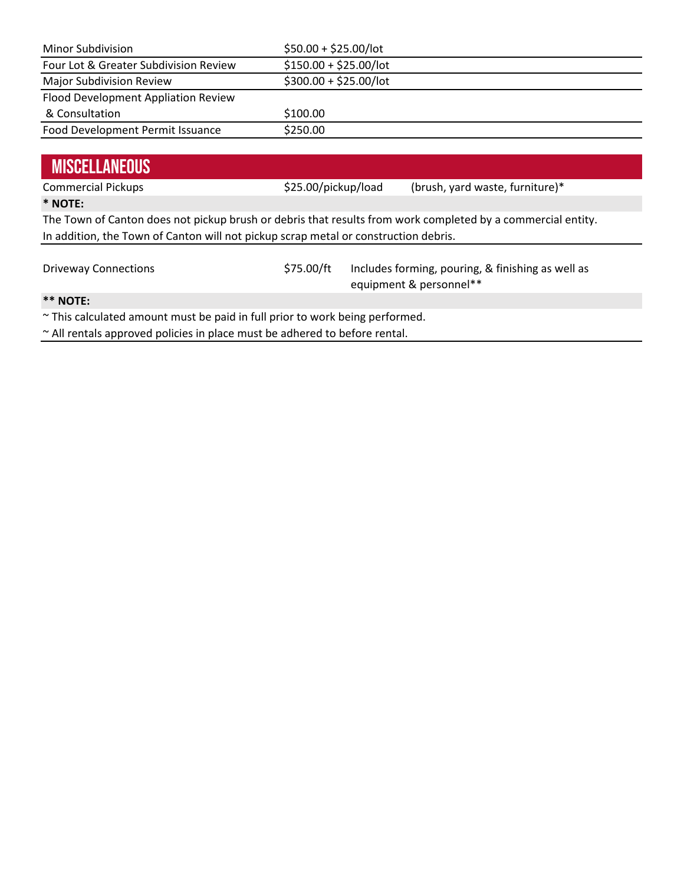| | |
|---|---|
| Minor Subdivision | $50.00 + $25.00/lot |
| Four Lot & Greater Subdivision Review | $150.00 + $25.00/lot |
| Major Subdivision Review | $300.00 + $25.00/lot |
| Flood Development Appliation Review & Consultation | $100.00 |
| Food Development Permit Issuance | $250.00 |

## MISCELLANEOUS

| | | |
|---|---|---|
| Commercial Pickups | $25.00/pickup/load | (brush, yard waste, furniture)* |

**\* NOTE:**

The Town of Canton does not pickup brush or debris that results from work completed by a commercial entity. In addition, the Town of Canton will not pickup scrap metal or construction debris.

| | | |
|---|---|---|
| Driveway Connections | $75.00/ft | Includes forming, pouring, & finishing as well as equipment & personnel** |

**\*\* NOTE:**

~ This calculated amount must be paid in full prior to work being performed.

~ All rentals approved policies in place must be adhered to before rental.